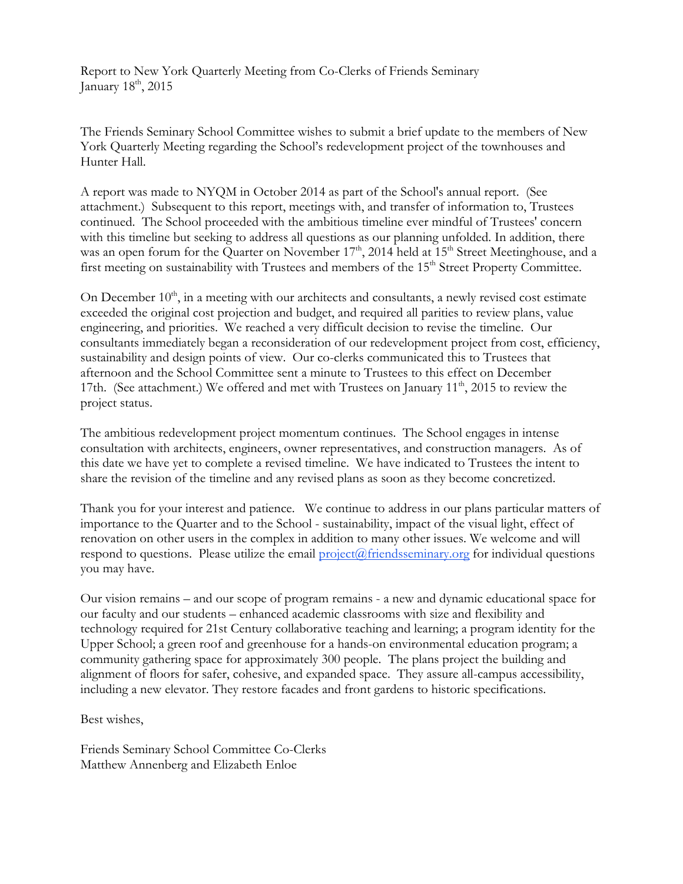Report to New York Quarterly Meeting from Co-Clerks of Friends Seminary
January 18th, 2015

The Friends Seminary School Committee wishes to submit a brief update to the members of New York Quarterly Meeting regarding the School's redevelopment project of the townhouses and Hunter Hall.

A report was made to NYQM in October 2014 as part of the School's annual report. (See attachment.) Subsequent to this report, meetings with, and transfer of information to, Trustees continued. The School proceeded with the ambitious timeline ever mindful of Trustees' concern with this timeline but seeking to address all questions as our planning unfolded. In addition, there was an open forum for the Quarter on November 17th, 2014 held at 15th Street Meetinghouse, and a first meeting on sustainability with Trustees and members of the 15th Street Property Committee.

On December 10th, in a meeting with our architects and consultants, a newly revised cost estimate exceeded the original cost projection and budget, and required all parities to review plans, value engineering, and priorities. We reached a very difficult decision to revise the timeline. Our consultants immediately began a reconsideration of our redevelopment project from cost, efficiency, sustainability and design points of view. Our co-clerks communicated this to Trustees that afternoon and the School Committee sent a minute to Trustees to this effect on December 17th. (See attachment.) We offered and met with Trustees on January 11th, 2015 to review the project status.

The ambitious redevelopment project momentum continues. The School engages in intense consultation with architects, engineers, owner representatives, and construction managers. As of this date we have yet to complete a revised timeline. We have indicated to Trustees the intent to share the revision of the timeline and any revised plans as soon as they become concretized.

Thank you for your interest and patience. We continue to address in our plans particular matters of importance to the Quarter and to the School - sustainability, impact of the visual light, effect of renovation on other users in the complex in addition to many other issues. We welcome and will respond to questions. Please utilize the email project@friendsseminary.org for individual questions you may have.

Our vision remains – and our scope of program remains - a new and dynamic educational space for our faculty and our students – enhanced academic classrooms with size and flexibility and technology required for 21st Century collaborative teaching and learning; a program identity for the Upper School; a green roof and greenhouse for a hands-on environmental education program; a community gathering space for approximately 300 people. The plans project the building and alignment of floors for safer, cohesive, and expanded space. They assure all-campus accessibility, including a new elevator. They restore facades and front gardens to historic specifications.

Best wishes,

Friends Seminary School Committee Co-Clerks
Matthew Annenberg and Elizabeth Enloe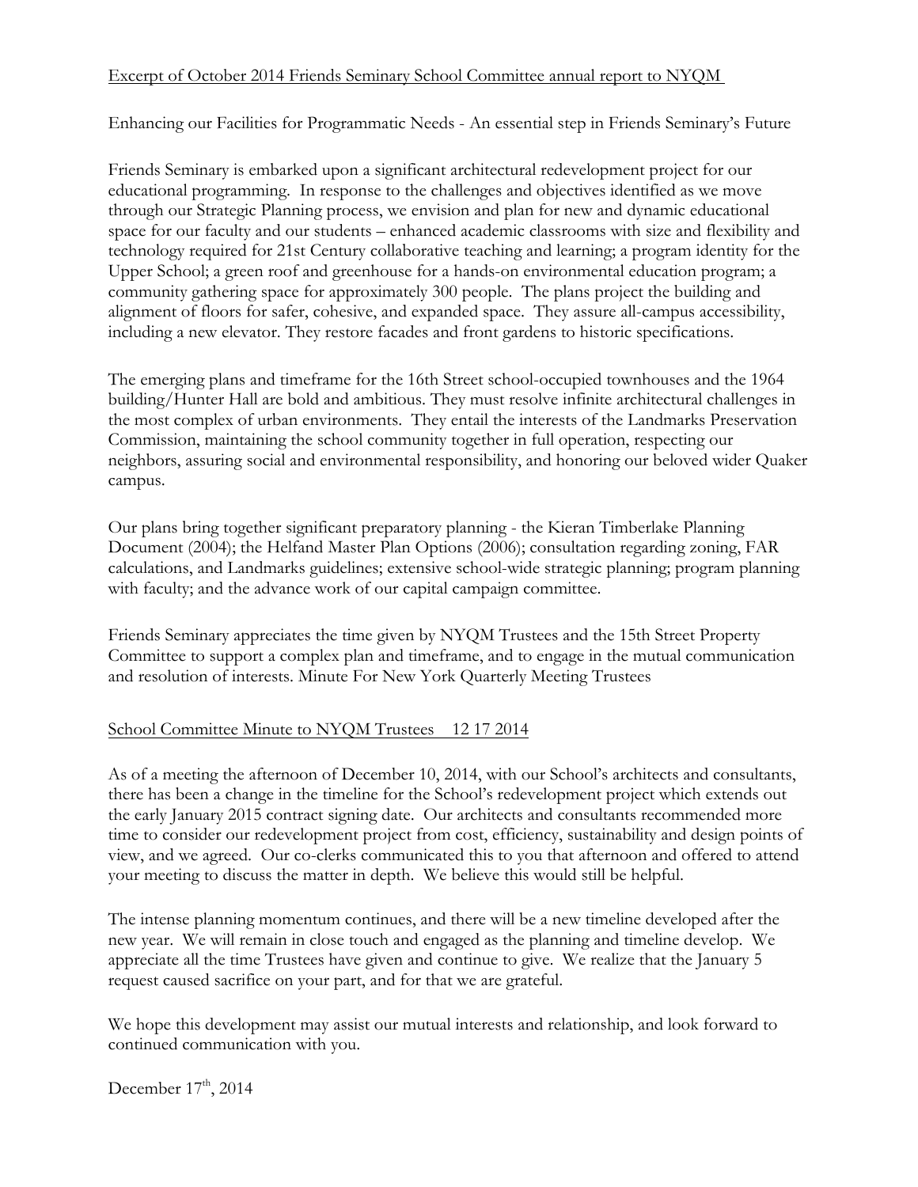Excerpt of October 2014 Friends Seminary School Committee annual report to NYQM

Enhancing our Facilities for Programmatic Needs - An essential step in Friends Seminary's Future

Friends Seminary is embarked upon a significant architectural redevelopment project for our educational programming. In response to the challenges and objectives identified as we move through our Strategic Planning process, we envision and plan for new and dynamic educational space for our faculty and our students – enhanced academic classrooms with size and flexibility and technology required for 21st Century collaborative teaching and learning; a program identity for the Upper School; a green roof and greenhouse for a hands-on environmental education program; a community gathering space for approximately 300 people. The plans project the building and alignment of floors for safer, cohesive, and expanded space. They assure all-campus accessibility, including a new elevator. They restore facades and front gardens to historic specifications.

The emerging plans and timeframe for the 16th Street school-occupied townhouses and the 1964 building/Hunter Hall are bold and ambitious. They must resolve infinite architectural challenges in the most complex of urban environments. They entail the interests of the Landmarks Preservation Commission, maintaining the school community together in full operation, respecting our neighbors, assuring social and environmental responsibility, and honoring our beloved wider Quaker campus.

Our plans bring together significant preparatory planning - the Kieran Timberlake Planning Document (2004); the Helfand Master Plan Options (2006); consultation regarding zoning, FAR calculations, and Landmarks guidelines; extensive school-wide strategic planning; program planning with faculty; and the advance work of our capital campaign committee.

Friends Seminary appreciates the time given by NYQM Trustees and the 15th Street Property Committee to support a complex plan and timeframe, and to engage in the mutual communication and resolution of interests. Minute For New York Quarterly Meeting Trustees

School Committee Minute to NYQM Trustees 12 17 2014

As of a meeting the afternoon of December 10, 2014, with our School's architects and consultants, there has been a change in the timeline for the School's redevelopment project which extends out the early January 2015 contract signing date. Our architects and consultants recommended more time to consider our redevelopment project from cost, efficiency, sustainability and design points of view, and we agreed. Our co-clerks communicated this to you that afternoon and offered to attend your meeting to discuss the matter in depth. We believe this would still be helpful.

The intense planning momentum continues, and there will be a new timeline developed after the new year. We will remain in close touch and engaged as the planning and timeline develop. We appreciate all the time Trustees have given and continue to give. We realize that the January 5 request caused sacrifice on your part, and for that we are grateful.

We hope this development may assist our mutual interests and relationship, and look forward to continued communication with you.

December 17th, 2014